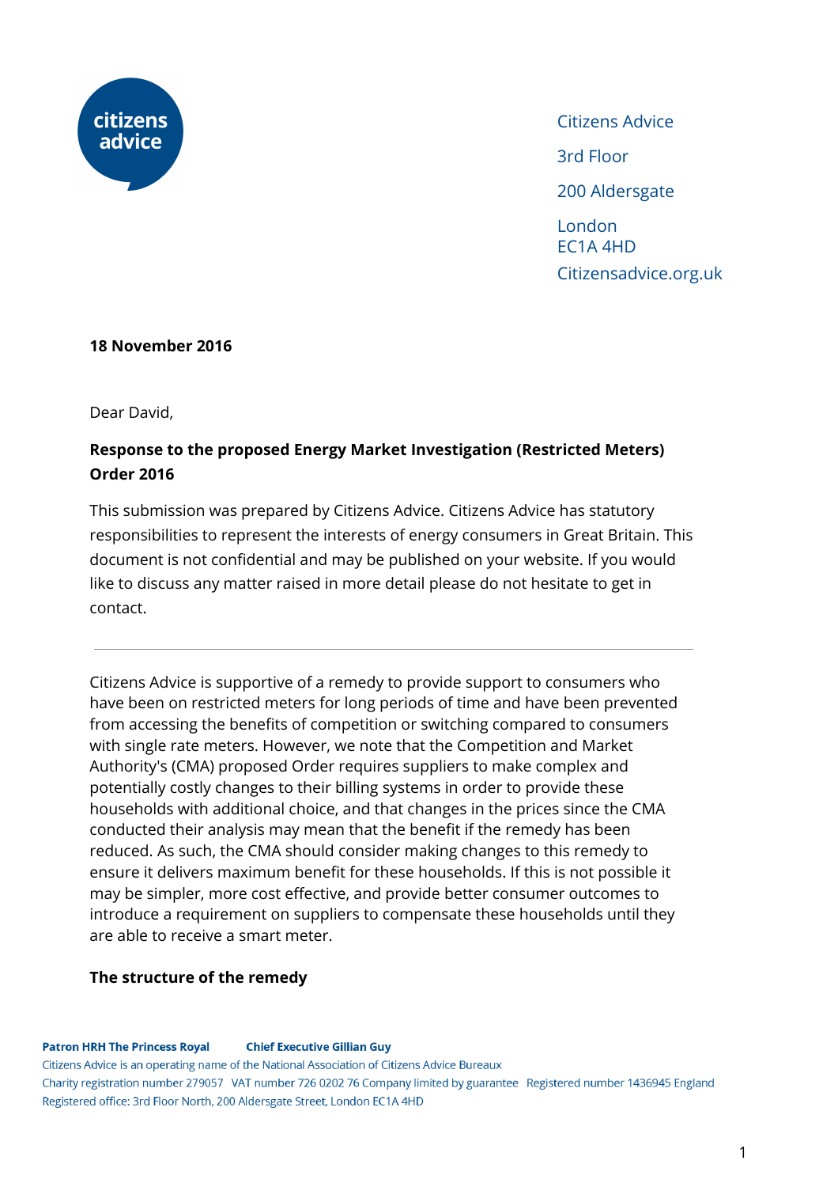Citizens Advice

3rd Floor

200 Aldersgate

London
EC1A 4HD

Citizensadvice.org.uk

**18 November 2016**

Dear David,

**Response to the proposed Energy Market Investigation (Restricted Meters) Order 2016**

This submission was prepared by Citizens Advice. Citizens Advice has statutory responsibilities to represent the interests of energy consumers in Great Britain. This document is not confidential and may be published on your website. If you would like to discuss any matter raised in more detail please do not hesitate to get in contact.

---

Citizens Advice is supportive of a remedy to provide support to consumers who have been on restricted meters for long periods of time and have been prevented from accessing the benefits of competition or switching compared to consumers with single rate meters. However, we note that the Competition and Market Authority's (CMA) proposed Order requires suppliers to make complex and potentially costly changes to their billing systems in order to provide these households with additional choice, and that changes in the prices since the CMA conducted their analysis may mean that the benefit if the remedy has been reduced. As such, the CMA should consider making changes to this remedy to ensure it delivers maximum benefit for these households. If this is not possible it may be simpler, more cost effective, and provide better consumer outcomes to introduce a requirement on suppliers to compensate these households until they are able to receive a smart meter.

**The structure of the remedy**

**Patron HRH The Princess Royal** **Chief Executive Gillian Guy**
Citizens Advice is an operating name of the National Association of Citizens Advice Bureaux
Charity registration number 279057 VAT number 726 0202 76 Company limited by guarantee Registered number 1436945 England
Registered office: 3rd Floor North, 200 Aldersgate Street, London EC1A 4HD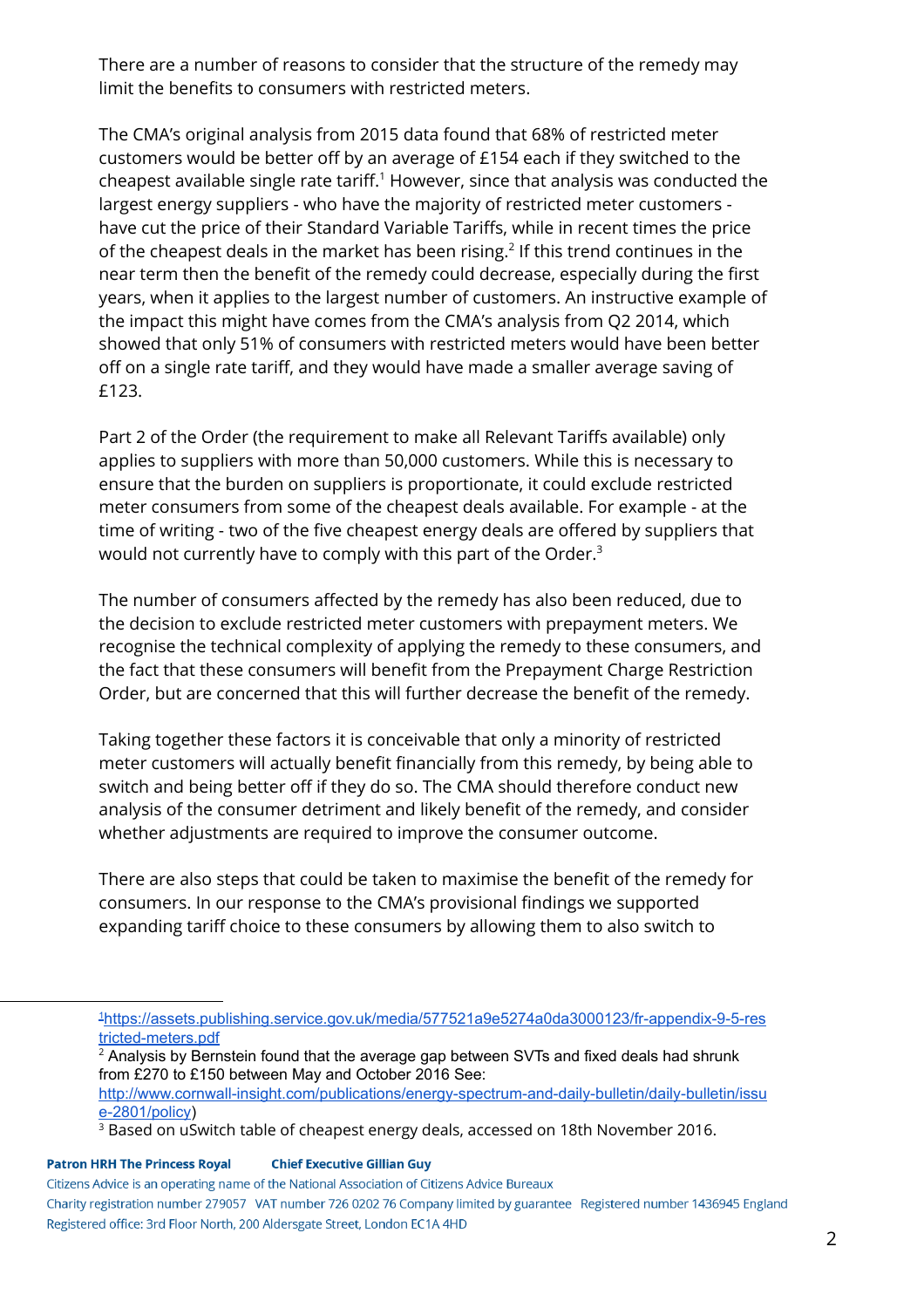There are a number of reasons to consider that the structure of the remedy may limit the benefits to consumers with restricted meters.

The CMA's original analysis from 2015 data found that 68% of restricted meter customers would be better off by an average of £154 each if they switched to the cheapest available single rate tariff.[1] However, since that analysis was conducted the largest energy suppliers - who have the majority of restricted meter customers - have cut the price of their Standard Variable Tariffs, while in recent times the price of the cheapest deals in the market has been rising.[2] If this trend continues in the near term then the benefit of the remedy could decrease, especially during the first years, when it applies to the largest number of customers. An instructive example of the impact this might have comes from the CMA's analysis from Q2 2014, which showed that only 51% of consumers with restricted meters would have been better off on a single rate tariff, and they would have made a smaller average saving of £123.

Part 2 of the Order (the requirement to make all Relevant Tariffs available) only applies to suppliers with more than 50,000 customers. While this is necessary to ensure that the burden on suppliers is proportionate, it could exclude restricted meter consumers from some of the cheapest deals available. For example - at the time of writing - two of the five cheapest energy deals are offered by suppliers that would not currently have to comply with this part of the Order.[3]

The number of consumers affected by the remedy has also been reduced, due to the decision to exclude restricted meter customers with prepayment meters. We recognise the technical complexity of applying the remedy to these consumers, and the fact that these consumers will benefit from the Prepayment Charge Restriction Order, but are concerned that this will further decrease the benefit of the remedy.

Taking together these factors it is conceivable that only a minority of restricted meter customers will actually benefit financially from this remedy, by being able to switch and being better off if they do so. The CMA should therefore conduct new analysis of the consumer detriment and likely benefit of the remedy, and consider whether adjustments are required to improve the consumer outcome.

There are also steps that could be taken to maximise the benefit of the remedy for consumers. In our response to the CMA's provisional findings we supported expanding tariff choice to these consumers by allowing them to also switch to

---

[1] https://assets.publishing.service.gov.uk/media/577521a9e5274a0da3000123/fr-appendix-9-5-restricted-meters.pdf

[2] Analysis by Bernstein found that the average gap between SVTs and fixed deals had shrunk from £270 to £150 between May and October 2016. See: http://www.cornwall-insight.com/publications/energy-spectrum-and-daily-bulletin/daily-bulletin/issue-2801/policy)

[3] Based on uSwitch table of cheapest energy deals, accessed on 18th November 2016.

**Patron HRH The Princess Royal** **Chief Executive Gillian Guy**

Citizens Advice is an operating name of the National Association of Citizens Advice Bureaux

Charity registration number 279057 VAT number 726 0202 76 Company limited by guarantee Registered number 1436945 England

Registered office: 3rd Floor North, 200 Aldersgate Street, London EC1A 4HD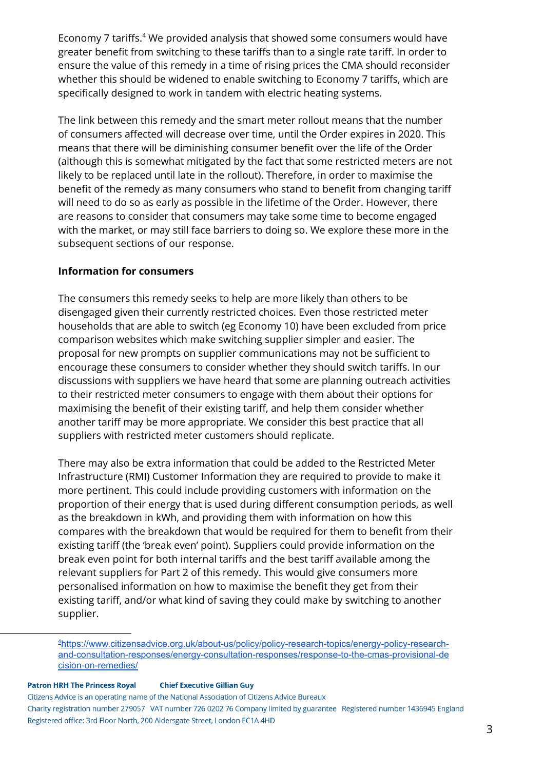Economy 7 tariffs.[4] We provided analysis that showed some consumers would have greater benefit from switching to these tariffs than to a single rate tariff. In order to ensure the value of this remedy in a time of rising prices the CMA should reconsider whether this should be widened to enable switching to Economy 7 tariffs, which are specifically designed to work in tandem with electric heating systems.

The link between this remedy and the smart meter rollout means that the number of consumers affected will decrease over time, until the Order expires in 2020. This means that there will be diminishing consumer benefit over the life of the Order (although this is somewhat mitigated by the fact that some restricted meters are not likely to be replaced until late in the rollout). Therefore, in order to maximise the benefit of the remedy as many consumers who stand to benefit from changing tariff will need to do so as early as possible in the lifetime of the Order. However, there are reasons to consider that consumers may take some time to become engaged with the market, or may still face barriers to doing so. We explore these more in the subsequent sections of our response.

**Information for consumers**

The consumers this remedy seeks to help are more likely than others to be disengaged given their currently restricted choices. Even those restricted meter households that are able to switch (eg Economy 10) have been excluded from price comparison websites which make switching supplier simpler and easier. The proposal for new prompts on supplier communications may not be sufficient to encourage these consumers to consider whether they should switch tariffs. In our discussions with suppliers we have heard that some are planning outreach activities to their restricted meter consumers to engage with them about their options for maximising the benefit of their existing tariff, and help them consider whether another tariff may be more appropriate. We consider this best practice that all suppliers with restricted meter customers should replicate.

There may also be extra information that could be added to the Restricted Meter Infrastructure (RMI) Customer Information they are required to provide to make it more pertinent. This could include providing customers with information on the proportion of their energy that is used during different consumption periods, as well as the breakdown in kWh, and providing them with information on how this compares with the breakdown that would be required for them to benefit from their existing tariff (the 'break even' point). Suppliers could provide information on the break even point for both internal tariffs and the best tariff available among the relevant suppliers for Part 2 of this remedy. This would give consumers more personalised information on how to maximise the benefit they get from their existing tariff, and/or what kind of saving they could make by switching to another supplier.

[4] https://www.citizensadvice.org.uk/about-us/policy/policy-research-topics/energy-policy-research-and-consultation-responses/energy-consultation-responses/response-to-the-cmas-provisional-decision-on-remedies/

**Patron HRH The Princess Royal** **Chief Executive Gillian Guy**
Citizens Advice is an operating name of the National Association of Citizens Advice Bureaux
Charity registration number 279057 VAT number 726 0202 76 Company limited by guarantee Registered number 1436945 England
Registered office: 3rd Floor North, 200 Aldersgate Street, London EC1A 4HD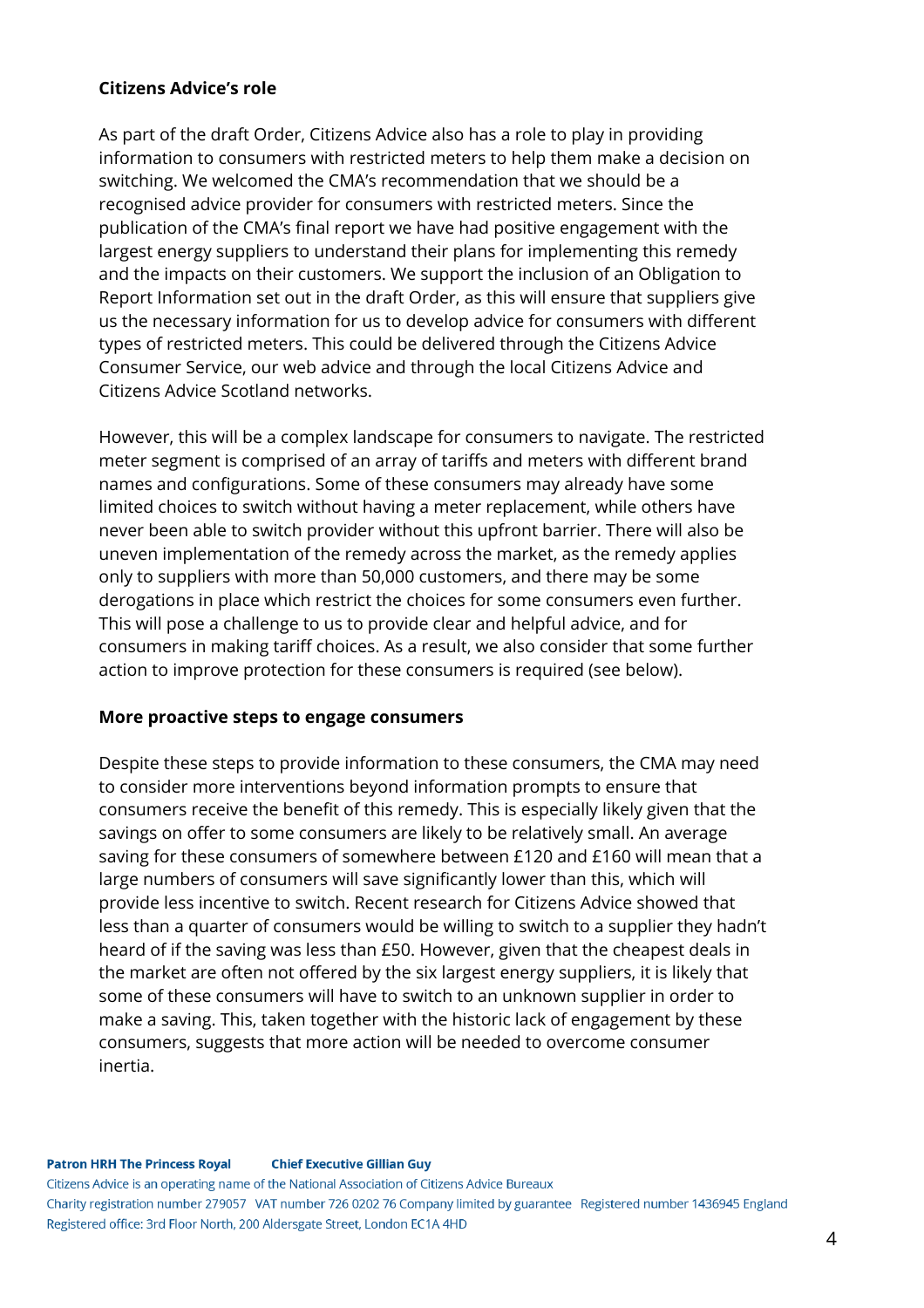**Citizens Advice's role**

As part of the draft Order, Citizens Advice also has a role to play in providing information to consumers with restricted meters to help them make a decision on switching. We welcomed the CMA's recommendation that we should be a recognised advice provider for consumers with restricted meters. Since the publication of the CMA's final report we have had positive engagement with the largest energy suppliers to understand their plans for implementing this remedy and the impacts on their customers. We support the inclusion of an Obligation to Report Information set out in the draft Order, as this will ensure that suppliers give us the necessary information for us to develop advice for consumers with different types of restricted meters. This could be delivered through the Citizens Advice Consumer Service, our web advice and through the local Citizens Advice and Citizens Advice Scotland networks.

However, this will be a complex landscape for consumers to navigate. The restricted meter segment is comprised of an array of tariffs and meters with different brand names and configurations. Some of these consumers may already have some limited choices to switch without having a meter replacement, while others have never been able to switch provider without this upfront barrier. There will also be uneven implementation of the remedy across the market, as the remedy applies only to suppliers with more than 50,000 customers, and there may be some derogations in place which restrict the choices for some consumers even further. This will pose a challenge to us to provide clear and helpful advice, and for consumers in making tariff choices. As a result, we also consider that some further action to improve protection for these consumers is required (see below).

**More proactive steps to engage consumers**

Despite these steps to provide information to these consumers, the CMA may need to consider more interventions beyond information prompts to ensure that consumers receive the benefit of this remedy. This is especially likely given that the savings on offer to some consumers are likely to be relatively small. An average saving for these consumers of somewhere between £120 and £160 will mean that a large numbers of consumers will save significantly lower than this, which will provide less incentive to switch. Recent research for Citizens Advice showed that less than a quarter of consumers would be willing to switch to a supplier they hadn't heard of if the saving was less than £50. However, given that the cheapest deals in the market are often not offered by the six largest energy suppliers, it is likely that some of these consumers will have to switch to an unknown supplier in order to make a saving. This, taken together with the historic lack of engagement by these consumers, suggests that more action will be needed to overcome consumer inertia.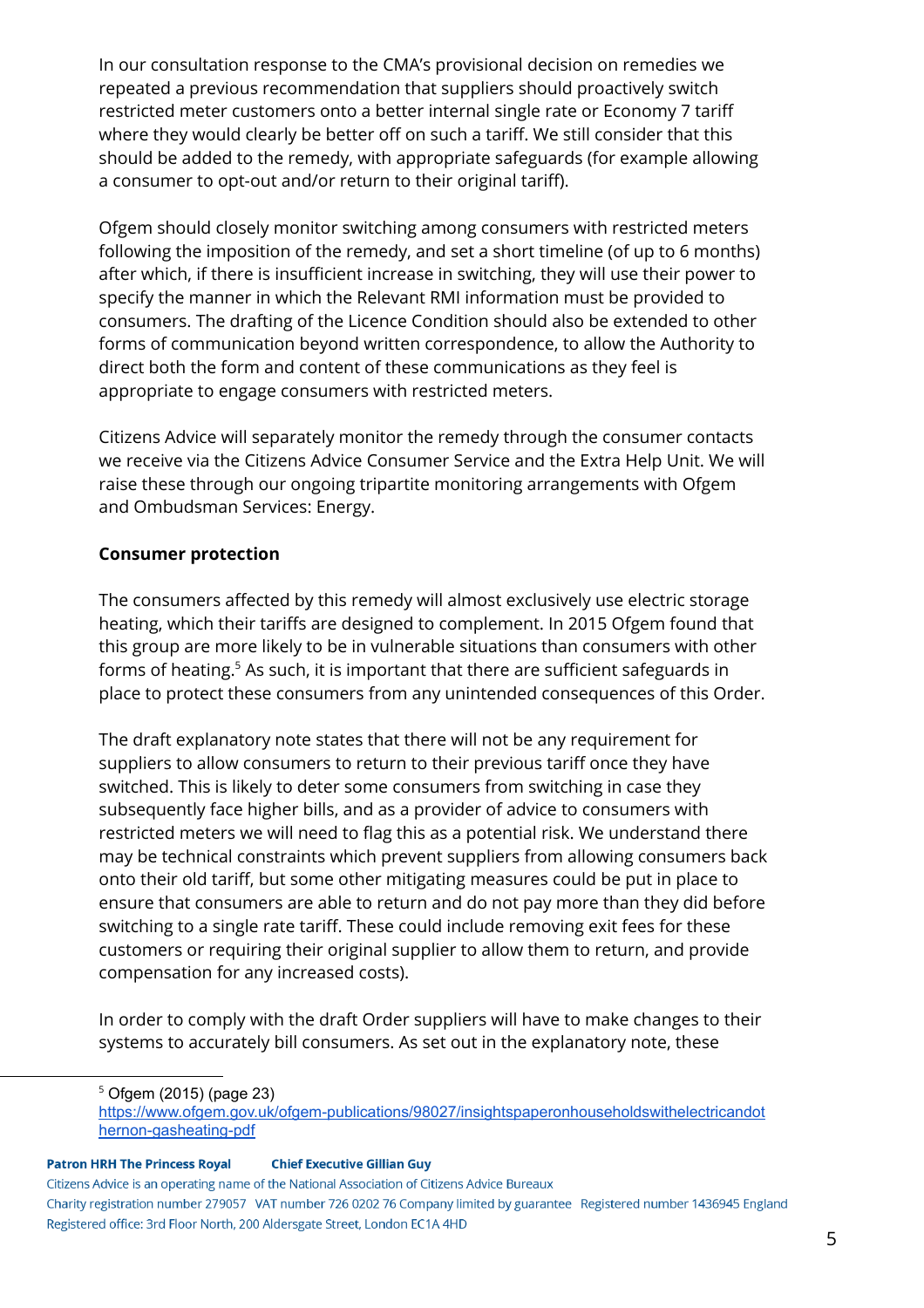In our consultation response to the CMA's provisional decision on remedies we repeated a previous recommendation that suppliers should proactively switch restricted meter customers onto a better internal single rate or Economy 7 tariff where they would clearly be better off on such a tariff. We still consider that this should be added to the remedy, with appropriate safeguards (for example allowing a consumer to opt-out and/or return to their original tariff).

Ofgem should closely monitor switching among consumers with restricted meters following the imposition of the remedy, and set a short timeline (of up to 6 months) after which, if there is insufficient increase in switching, they will use their power to specify the manner in which the Relevant RMI information must be provided to consumers. The drafting of the Licence Condition should also be extended to other forms of communication beyond written correspondence, to allow the Authority to direct both the form and content of these communications as they feel is appropriate to engage consumers with restricted meters.

Citizens Advice will separately monitor the remedy through the consumer contacts we receive via the Citizens Advice Consumer Service and the Extra Help Unit. We will raise these through our ongoing tripartite monitoring arrangements with Ofgem and Ombudsman Services: Energy.

**Consumer protection**

The consumers affected by this remedy will almost exclusively use electric storage heating, which their tariffs are designed to complement. In 2015 Ofgem found that this group are more likely to be in vulnerable situations than consumers with other forms of heating.[5] As such, it is important that there are sufficient safeguards in place to protect these consumers from any unintended consequences of this Order.

The draft explanatory note states that there will not be any requirement for suppliers to allow consumers to return to their previous tariff once they have switched. This is likely to deter some consumers from switching in case they subsequently face higher bills, and as a provider of advice to consumers with restricted meters we will need to flag this as a potential risk. We understand there may be technical constraints which prevent suppliers from allowing consumers back onto their old tariff, but some other mitigating measures could be put in place to ensure that consumers are able to return and do not pay more than they did before switching to a single rate tariff. These could include removing exit fees for these customers or requiring their original supplier to allow them to return, and provide compensation for any increased costs).

In order to comply with the draft Order suppliers will have to make changes to their systems to accurately bill consumers. As set out in the explanatory note, these

[5] Ofgem (2015) (page 23) https://www.ofgem.gov.uk/ofgem-publications/98027/insightspaperonhouseholdswithelectricandothernon-gasheating-pdf

**Patron HRH The Princess Royal** **Chief Executive Gillian Guy**
Citizens Advice is an operating name of the National Association of Citizens Advice Bureaux
Charity registration number 279057 VAT number 726 0202 76 Company limited by guarantee Registered number 1436945 England
Registered office: 3rd Floor North, 200 Aldersgate Street, London EC1A 4HD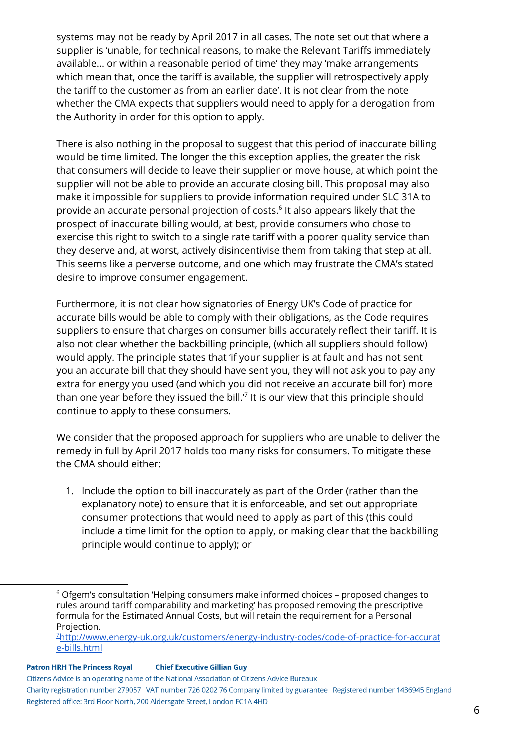systems may not be ready by April 2017 in all cases. The note set out that where a supplier is 'unable, for technical reasons, to make the Relevant Tariffs immediately available… or within a reasonable period of time' they may 'make arrangements which mean that, once the tariff is available, the supplier will retrospectively apply the tariff to the customer as from an earlier date'. It is not clear from the note whether the CMA expects that suppliers would need to apply for a derogation from the Authority in order for this option to apply.

There is also nothing in the proposal to suggest that this period of inaccurate billing would be time limited. The longer the this exception applies, the greater the risk that consumers will decide to leave their supplier or move house, at which point the supplier will not be able to provide an accurate closing bill. This proposal may also make it impossible for suppliers to provide information required under SLC 31A to provide an accurate personal projection of costs.[6] It also appears likely that the prospect of inaccurate billing would, at best, provide consumers who chose to exercise this right to switch to a single rate tariff with a poorer quality service than they deserve and, at worst, actively disincentivise them from taking that step at all. This seems like a perverse outcome, and one which may frustrate the CMA's stated desire to improve consumer engagement.

Furthermore, it is not clear how signatories of Energy UK's Code of practice for accurate bills would be able to comply with their obligations, as the Code requires suppliers to ensure that charges on consumer bills accurately reflect their tariff. It is also not clear whether the backbilling principle, (which all suppliers should follow) would apply. The principle states that 'if your supplier is at fault and has not sent you an accurate bill that they should have sent you, they will not ask you to pay any extra for energy you used (and which you did not receive an accurate bill for) more than one year before they issued the bill.'[7] It is our view that this principle should continue to apply to these consumers.

We consider that the proposed approach for suppliers who are unable to deliver the remedy in full by April 2017 holds too many risks for consumers. To mitigate these the CMA should either:

1. Include the option to bill inaccurately as part of the Order (rather than the explanatory note) to ensure that it is enforceable, and set out appropriate consumer protections that would need to apply as part of this (this could include a time limit for the option to apply, or making clear that the backbilling principle would continue to apply); or

---

[6] Ofgem's consultation 'Helping consumers make informed choices – proposed changes to rules around tariff comparability and marketing' has proposed removing the prescriptive formula for the Estimated Annual Costs, but will retain the requirement for a Personal Projection.

[7] http://www.energy-uk.org.uk/customers/energy-industry-codes/code-of-practice-for-accurate-bills.html

**Patron HRH The Princess Royal** **Chief Executive Gillian Guy**

Citizens Advice is an operating name of the National Association of Citizens Advice Bureaux

Charity registration number 279057 VAT number 726 0202 76 Company limited by guarantee Registered number 1436945 England

Registered office: 3rd Floor North, 200 Aldersgate Street, London EC1A 4HD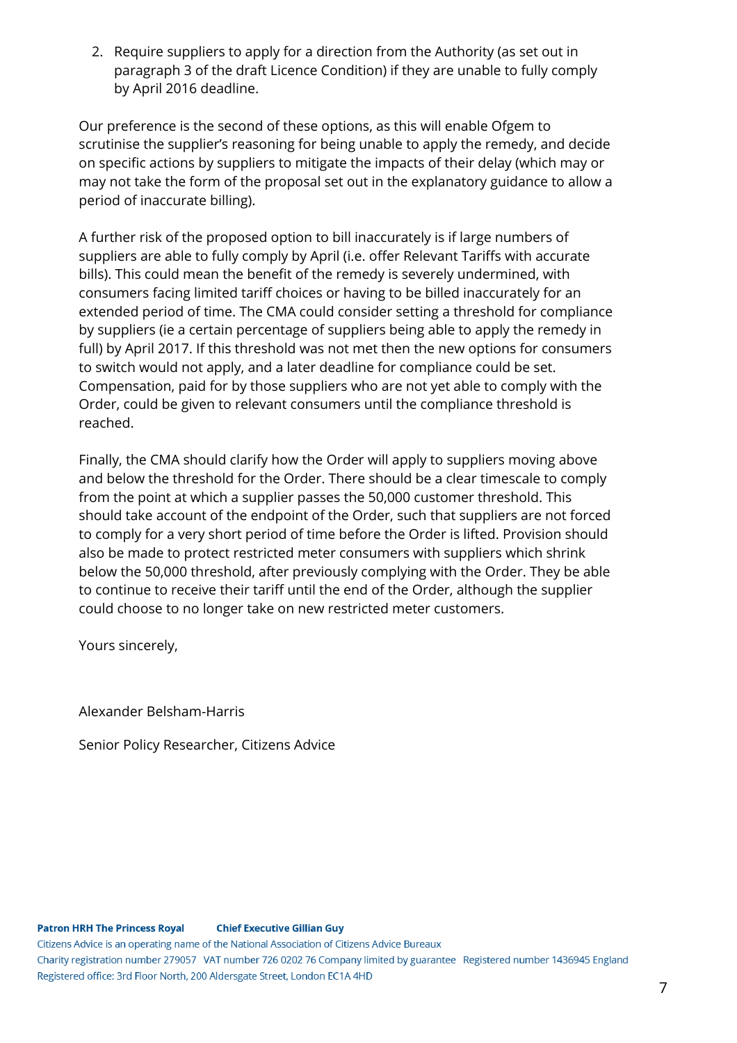2. Require suppliers to apply for a direction from the Authority (as set out in paragraph 3 of the draft Licence Condition) if they are unable to fully comply by April 2016 deadline.

Our preference is the second of these options, as this will enable Ofgem to scrutinise the supplier's reasoning for being unable to apply the remedy, and decide on specific actions by suppliers to mitigate the impacts of their delay (which may or may not take the form of the proposal set out in the explanatory guidance to allow a period of inaccurate billing).

A further risk of the proposed option to bill inaccurately is if large numbers of suppliers are able to fully comply by April (i.e. offer Relevant Tariffs with accurate bills). This could mean the benefit of the remedy is severely undermined, with consumers facing limited tariff choices or having to be billed inaccurately for an extended period of time. The CMA could consider setting a threshold for compliance by suppliers (ie a certain percentage of suppliers being able to apply the remedy in full) by April 2017. If this threshold was not met then the new options for consumers to switch would not apply, and a later deadline for compliance could be set. Compensation, paid for by those suppliers who are not yet able to comply with the Order, could be given to relevant consumers until the compliance threshold is reached.

Finally, the CMA should clarify how the Order will apply to suppliers moving above and below the threshold for the Order. There should be a clear timescale to comply from the point at which a supplier passes the 50,000 customer threshold. This should take account of the endpoint of the Order, such that suppliers are not forced to comply for a very short period of time before the Order is lifted. Provision should also be made to protect restricted meter consumers with suppliers which shrink below the 50,000 threshold, after previously complying with the Order. They be able to continue to receive their tariff until the end of the Order, although the supplier could choose to no longer take on new restricted meter customers.

Yours sincerely,

Alexander Belsham-Harris

Senior Policy Researcher, Citizens Advice

**Patron HRH The Princess Royal** **Chief Executive Gillian Guy**

Citizens Advice is an operating name of the National Association of Citizens Advice Bureaux

Charity registration number 279057 VAT number 726 0202 76 Company limited by guarantee Registered number 1436945 England

Registered office: 3rd Floor North, 200 Aldersgate Street, London EC1A 4HD